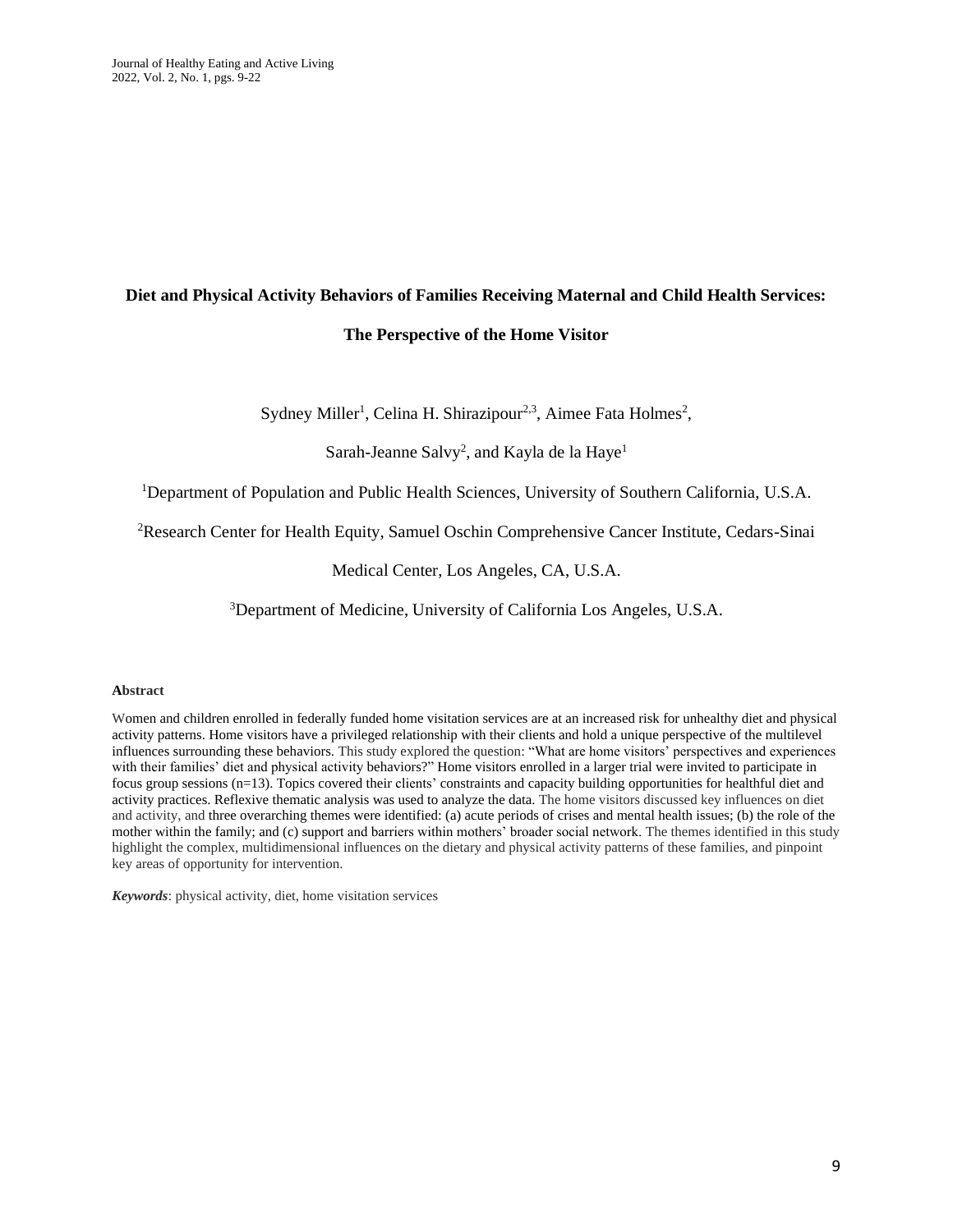# Diet and Physical Activity Behaviors of Families Receiving Maternal and Child Health Services: The Perspective of the Home Visitor

Sydney Miller[1], Celina H. Shirazipour[2,3], Aimee Fata Holmes[2],

Sarah-Jeanne Salvy[2], and Kayla de la Haye[1]

[1]Department of Population and Public Health Sciences, University of Southern California, U.S.A.

[2]Research Center for Health Equity, Samuel Oschin Comprehensive Cancer Institute, Cedars-Sinai Medical Center, Los Angeles, CA, U.S.A.

[3]Department of Medicine, University of California Los Angeles, U.S.A.

## Abstract

Women and children enrolled in federally funded home visitation services are at an increased risk for unhealthy diet and physical activity patterns. Home visitors have a privileged relationship with their clients and hold a unique perspective of the multilevel influences surrounding these behaviors. This study explored the question: "What are home visitors' perspectives and experiences with their families' diet and physical activity behaviors?" Home visitors enrolled in a larger trial were invited to participate in focus group sessions (n=13). Topics covered their clients' constraints and capacity building opportunities for healthful diet and activity practices. Reflexive thematic analysis was used to analyze the data. The home visitors discussed key influences on diet and activity, and three overarching themes were identified: (a) acute periods of crises and mental health issues; (b) the role of the mother within the family; and (c) support and barriers within mothers' broader social network. The themes identified in this study highlight the complex, multidimensional influences on the dietary and physical activity patterns of these families, and pinpoint key areas of opportunity for intervention.

***Keywords***: physical activity, diet, home visitation services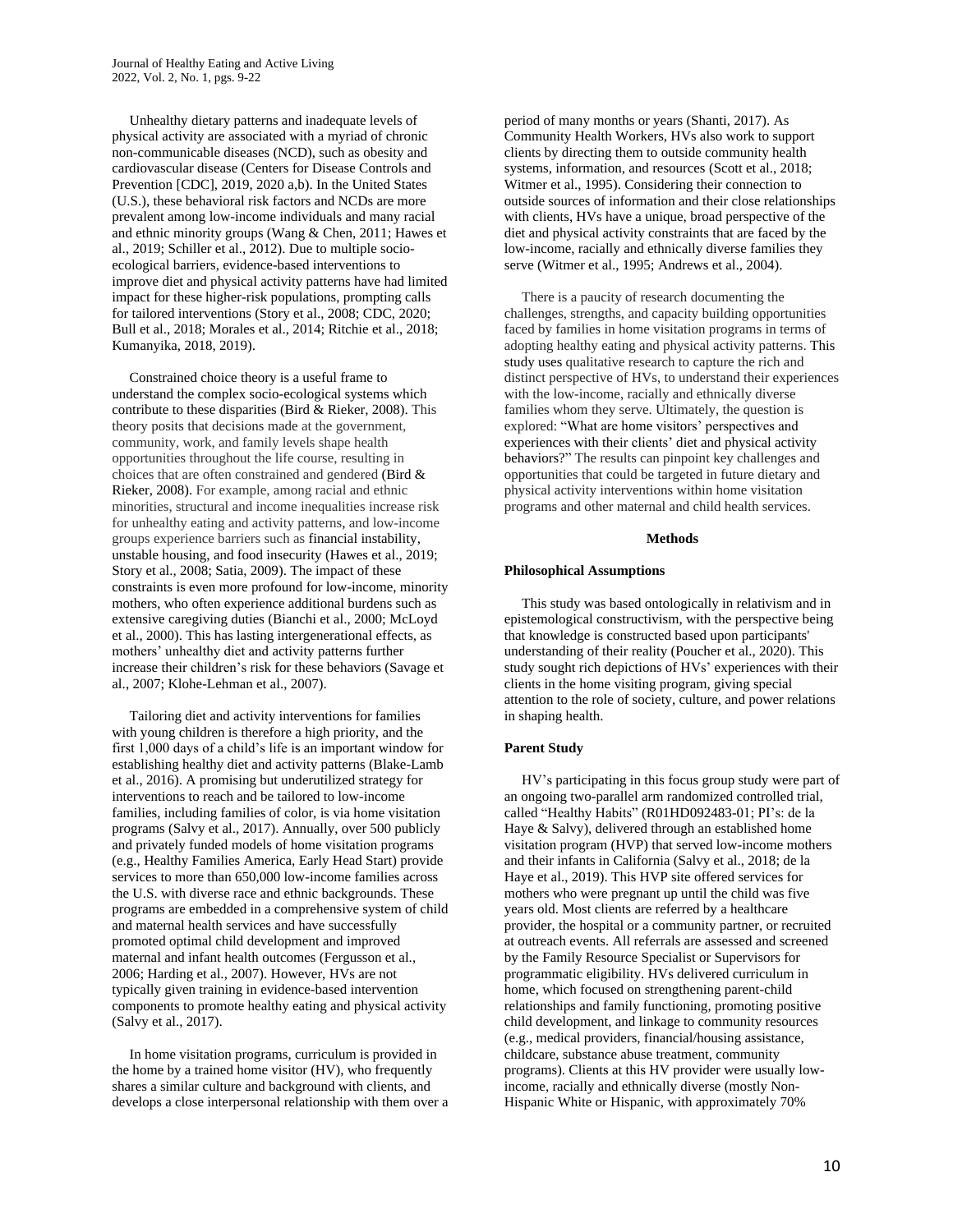Unhealthy dietary patterns and inadequate levels of physical activity are associated with a myriad of chronic non-communicable diseases (NCD), such as obesity and cardiovascular disease (Centers for Disease Controls and Prevention [CDC], 2019, 2020 a,b). In the United States (U.S.), these behavioral risk factors and NCDs are more prevalent among low-income individuals and many racial and ethnic minority groups (Wang & Chen, 2011; Hawes et al., 2019; Schiller et al., 2012). Due to multiple socio-ecological barriers, evidence-based interventions to improve diet and physical activity patterns have had limited impact for these higher-risk populations, prompting calls for tailored interventions (Story et al., 2008; CDC, 2020; Bull et al., 2018; Morales et al., 2014; Ritchie et al., 2018; Kumanyika, 2018, 2019).

Constrained choice theory is a useful frame to understand the complex socio-ecological systems which contribute to these disparities (Bird & Rieker, 2008). This theory posits that decisions made at the government, community, work, and family levels shape health opportunities throughout the life course, resulting in choices that are often constrained and gendered (Bird & Rieker, 2008). For example, among racial and ethnic minorities, structural and income inequalities increase risk for unhealthy eating and activity patterns, and low-income groups experience barriers such as financial instability, unstable housing, and food insecurity (Hawes et al., 2019; Story et al., 2008; Satia, 2009). The impact of these constraints is even more profound for low-income, minority mothers, who often experience additional burdens such as extensive caregiving duties (Bianchi et al., 2000; McLoyd et al., 2000). This has lasting intergenerational effects, as mothers' unhealthy diet and activity patterns further increase their children's risk for these behaviors (Savage et al., 2007; Klohe-Lehman et al., 2007).

Tailoring diet and activity interventions for families with young children is therefore a high priority, and the first 1,000 days of a child's life is an important window for establishing healthy diet and activity patterns (Blake-Lamb et al., 2016). A promising but underutilized strategy for interventions to reach and be tailored to low-income families, including families of color, is via home visitation programs (Salvy et al., 2017). Annually, over 500 publicly and privately funded models of home visitation programs (e.g., Healthy Families America, Early Head Start) provide services to more than 650,000 low-income families across the U.S. with diverse race and ethnic backgrounds. These programs are embedded in a comprehensive system of child and maternal health services and have successfully promoted optimal child development and improved maternal and infant health outcomes (Fergusson et al., 2006; Harding et al., 2007). However, HVs are not typically given training in evidence-based intervention components to promote healthy eating and physical activity (Salvy et al., 2017).

In home visitation programs, curriculum is provided in the home by a trained home visitor (HV), who frequently shares a similar culture and background with clients, and develops a close interpersonal relationship with them over a period of many months or years (Shanti, 2017). As Community Health Workers, HVs also work to support clients by directing them to outside community health systems, information, and resources (Scott et al., 2018; Witmer et al., 1995). Considering their connection to outside sources of information and their close relationships with clients, HVs have a unique, broad perspective of the diet and physical activity constraints that are faced by the low-income, racially and ethnically diverse families they serve (Witmer et al., 1995; Andrews et al., 2004).

There is a paucity of research documenting the challenges, strengths, and capacity building opportunities faced by families in home visitation programs in terms of adopting healthy eating and physical activity patterns. This study uses qualitative research to capture the rich and distinct perspective of HVs, to understand their experiences with the low-income, racially and ethnically diverse families whom they serve. Ultimately, the question is explored: "What are home visitors' perspectives and experiences with their clients' diet and physical activity behaviors?" The results can pinpoint key challenges and opportunities that could be targeted in future dietary and physical activity interventions within home visitation programs and other maternal and child health services.

## Methods

### Philosophical Assumptions

This study was based ontologically in relativism and in epistemological constructivism, with the perspective being that knowledge is constructed based upon participants' understanding of their reality (Poucher et al., 2020). This study sought rich depictions of HVs' experiences with their clients in the home visiting program, giving special attention to the role of society, culture, and power relations in shaping health.

### Parent Study

HV's participating in this focus group study were part of an ongoing two-parallel arm randomized controlled trial, called "Healthy Habits" (R01HD092483-01; PI's: de la Haye & Salvy), delivered through an established home visitation program (HVP) that served low-income mothers and their infants in California (Salvy et al., 2018; de la Haye et al., 2019). This HVP site offered services for mothers who were pregnant up until the child was five years old. Most clients are referred by a healthcare provider, the hospital or a community partner, or recruited at outreach events. All referrals are assessed and screened by the Family Resource Specialist or Supervisors for programmatic eligibility. HVs delivered curriculum in home, which focused on strengthening parent-child relationships and family functioning, promoting positive child development, and linkage to community resources (e.g., medical providers, financial/housing assistance, childcare, substance abuse treatment, community programs). Clients at this HV provider were usually low-income, racially and ethnically diverse (mostly Non-Hispanic White or Hispanic, with approximately 70%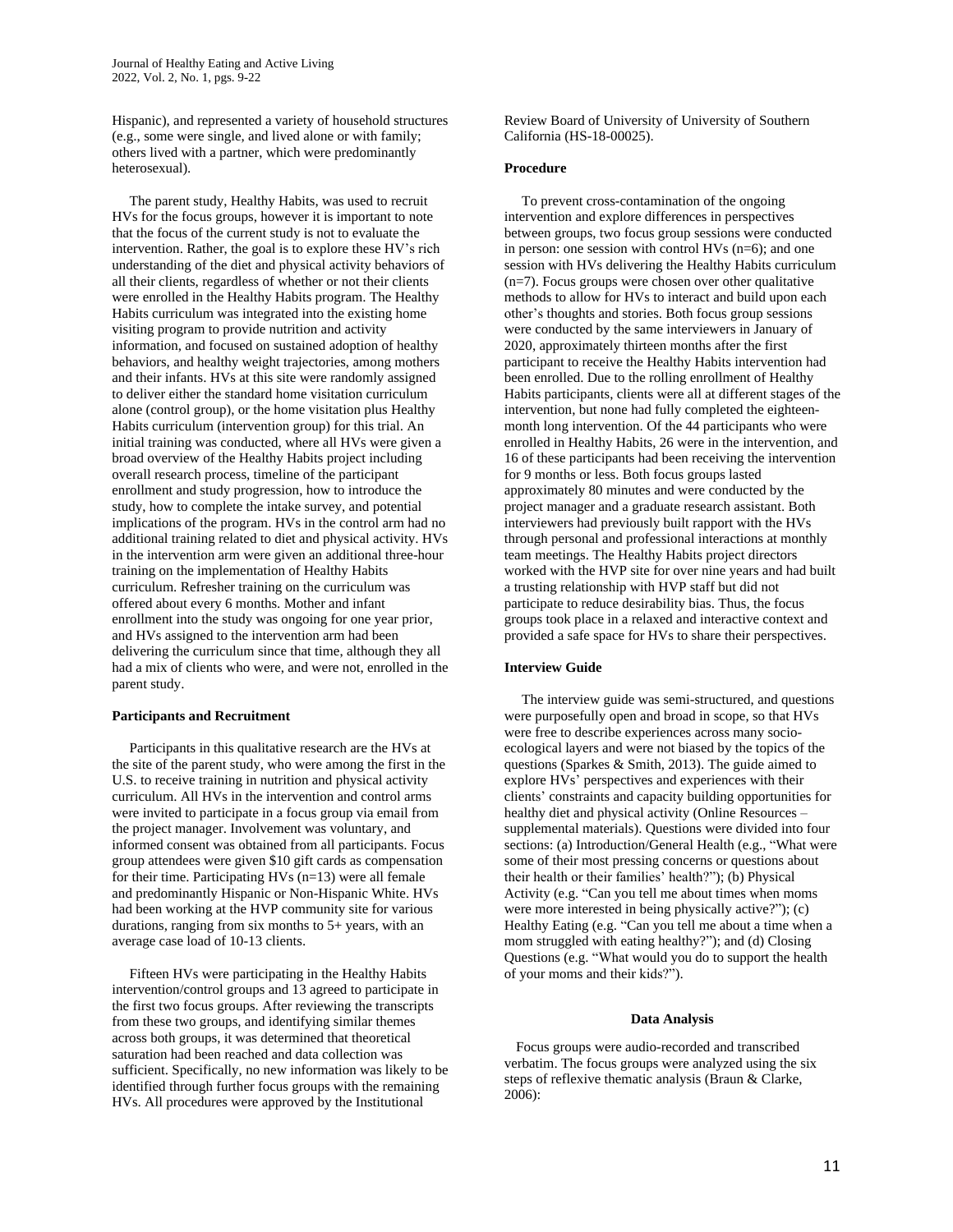Hispanic), and represented a variety of household structures (e.g., some were single, and lived alone or with family; others lived with a partner, which were predominantly heterosexual).

The parent study, Healthy Habits, was used to recruit HVs for the focus groups, however it is important to note that the focus of the current study is not to evaluate the intervention. Rather, the goal is to explore these HV's rich understanding of the diet and physical activity behaviors of all their clients, regardless of whether or not their clients were enrolled in the Healthy Habits program. The Healthy Habits curriculum was integrated into the existing home visiting program to provide nutrition and activity information, and focused on sustained adoption of healthy behaviors, and healthy weight trajectories, among mothers and their infants. HVs at this site were randomly assigned to deliver either the standard home visitation curriculum alone (control group), or the home visitation plus Healthy Habits curriculum (intervention group) for this trial. An initial training was conducted, where all HVs were given a broad overview of the Healthy Habits project including overall research process, timeline of the participant enrollment and study progression, how to introduce the study, how to complete the intake survey, and potential implications of the program. HVs in the control arm had no additional training related to diet and physical activity. HVs in the intervention arm were given an additional three-hour training on the implementation of Healthy Habits curriculum. Refresher training on the curriculum was offered about every 6 months. Mother and infant enrollment into the study was ongoing for one year prior, and HVs assigned to the intervention arm had been delivering the curriculum since that time, although they all had a mix of clients who were, and were not, enrolled in the parent study.

**Participants and Recruitment**

Participants in this qualitative research are the HVs at the site of the parent study, who were among the first in the U.S. to receive training in nutrition and physical activity curriculum. All HVs in the intervention and control arms were invited to participate in a focus group via email from the project manager. Involvement was voluntary, and informed consent was obtained from all participants. Focus group attendees were given $10 gift cards as compensation for their time. Participating HVs (n=13) were all female and predominantly Hispanic or Non-Hispanic White. HVs had been working at the HVP community site for various durations, ranging from six months to 5+ years, with an average case load of 10-13 clients.

Fifteen HVs were participating in the Healthy Habits intervention/control groups and 13 agreed to participate in the first two focus groups. After reviewing the transcripts from these two groups, and identifying similar themes across both groups, it was determined that theoretical saturation had been reached and data collection was sufficient. Specifically, no new information was likely to be identified through further focus groups with the remaining HVs. All procedures were approved by the Institutional Review Board of University of University of Southern California (HS-18-00025).

**Procedure**

To prevent cross-contamination of the ongoing intervention and explore differences in perspectives between groups, two focus group sessions were conducted in person: one session with control HVs (n=6); and one session with HVs delivering the Healthy Habits curriculum (n=7). Focus groups were chosen over other qualitative methods to allow for HVs to interact and build upon each other's thoughts and stories. Both focus group sessions were conducted by the same interviewers in January of 2020, approximately thirteen months after the first participant to receive the Healthy Habits intervention had been enrolled. Due to the rolling enrollment of Healthy Habits participants, clients were all at different stages of the intervention, but none had fully completed the eighteen-month long intervention. Of the 44 participants who were enrolled in Healthy Habits, 26 were in the intervention, and 16 of these participants had been receiving the intervention for 9 months or less. Both focus groups lasted approximately 80 minutes and were conducted by the project manager and a graduate research assistant. Both interviewers had previously built rapport with the HVs through personal and professional interactions at monthly team meetings. The Healthy Habits project directors worked with the HVP site for over nine years and had built a trusting relationship with HVP staff but did not participate to reduce desirability bias. Thus, the focus groups took place in a relaxed and interactive context and provided a safe space for HVs to share their perspectives.

**Interview Guide**

The interview guide was semi-structured, and questions were purposefully open and broad in scope, so that HVs were free to describe experiences across many socio-ecological layers and were not biased by the topics of the questions (Sparkes & Smith, 2013). The guide aimed to explore HVs' perspectives and experiences with their clients' constraints and capacity building opportunities for healthy diet and physical activity (Online Resources – supplemental materials). Questions were divided into four sections: (a) Introduction/General Health (e.g., "What were some of their most pressing concerns or questions about their health or their families' health?"); (b) Physical Activity (e.g. "Can you tell me about times when moms were more interested in being physically active?"); (c) Healthy Eating (e.g. "Can you tell me about a time when a mom struggled with eating healthy?"); and (d) Closing Questions (e.g. "What would you do to support the health of your moms and their kids?").

**Data Analysis**

Focus groups were audio-recorded and transcribed verbatim. The focus groups were analyzed using the six steps of reflexive thematic analysis (Braun & Clarke, 2006):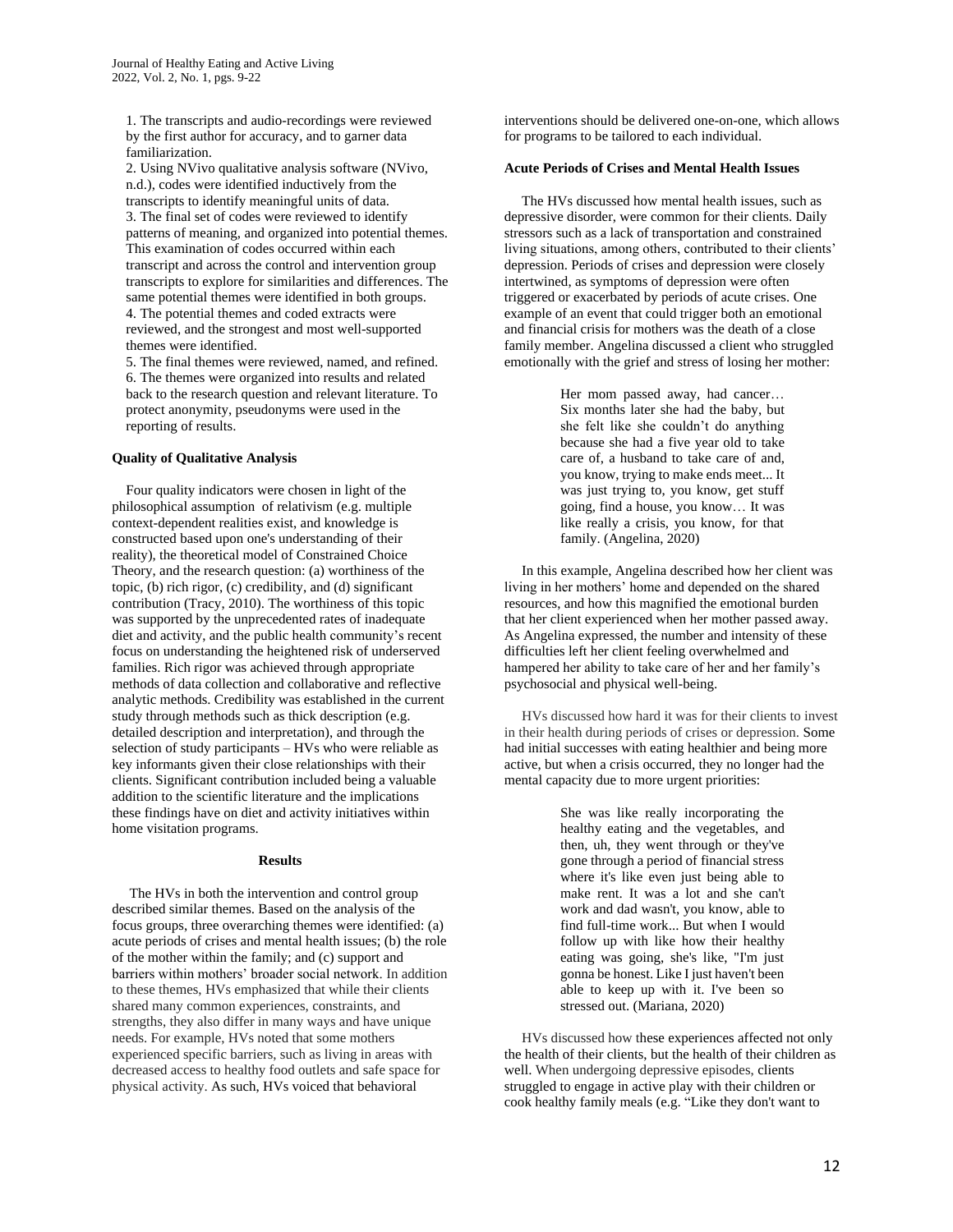1. The transcripts and audio-recordings were reviewed by the first author for accuracy, and to garner data familiarization.
2. Using NVivo qualitative analysis software (NVivo, n.d.), codes were identified inductively from the transcripts to identify meaningful units of data.
3. The final set of codes were reviewed to identify patterns of meaning, and organized into potential themes. This examination of codes occurred within each transcript and across the control and intervention group transcripts to explore for similarities and differences. The same potential themes were identified in both groups.
4. The potential themes and coded extracts were reviewed, and the strongest and most well-supported themes were identified.
5. The final themes were reviewed, named, and refined.
6. The themes were organized into results and related back to the research question and relevant literature. To protect anonymity, pseudonyms were used in the reporting of results.

**Quality of Qualitative Analysis**

Four quality indicators were chosen in light of the philosophical assumption of relativism (e.g. multiple context-dependent realities exist, and knowledge is constructed based upon one's understanding of their reality), the theoretical model of Constrained Choice Theory, and the research question: (a) worthiness of the topic, (b) rich rigor, (c) credibility, and (d) significant contribution (Tracy, 2010). The worthiness of this topic was supported by the unprecedented rates of inadequate diet and activity, and the public health community's recent focus on understanding the heightened risk of underserved families. Rich rigor was achieved through appropriate methods of data collection and collaborative and reflective analytic methods. Credibility was established in the current study through methods such as thick description (e.g. detailed description and interpretation), and through the selection of study participants – HVs who were reliable as key informants given their close relationships with their clients. Significant contribution included being a valuable addition to the scientific literature and the implications these findings have on diet and activity initiatives within home visitation programs.

## Results

The HVs in both the intervention and control group described similar themes. Based on the analysis of the focus groups, three overarching themes were identified: (a) acute periods of crises and mental health issues; (b) the role of the mother within the family; and (c) support and barriers within mothers' broader social network. In addition to these themes, HVs emphasized that while their clients shared many common experiences, constraints, and strengths, they also differ in many ways and have unique needs. For example, HVs noted that some mothers experienced specific barriers, such as living in areas with decreased access to healthy food outlets and safe space for physical activity. As such, HVs voiced that behavioral interventions should be delivered one-on-one, which allows for programs to be tailored to each individual.

**Acute Periods of Crises and Mental Health Issues**

The HVs discussed how mental health issues, such as depressive disorder, were common for their clients. Daily stressors such as a lack of transportation and constrained living situations, among others, contributed to their clients' depression. Periods of crises and depression were closely intertwined, as symptoms of depression were often triggered or exacerbated by periods of acute crises. One example of an event that could trigger both an emotional and financial crisis for mothers was the death of a close family member. Angelina discussed a client who struggled emotionally with the grief and stress of losing her mother:

> Her mom passed away, had cancer… Six months later she had the baby, but she felt like she couldn't do anything because she had a five year old to take care of, a husband to take care of and, you know, trying to make ends meet... It was just trying to, you know, get stuff going, find a house, you know… It was like really a crisis, you know, for that family. (Angelina, 2020)

In this example, Angelina described how her client was living in her mothers' home and depended on the shared resources, and how this magnified the emotional burden that her client experienced when her mother passed away. As Angelina expressed, the number and intensity of these difficulties left her client feeling overwhelmed and hampered her ability to take care of her and her family's psychosocial and physical well-being.

HVs discussed how hard it was for their clients to invest in their health during periods of crises or depression. Some had initial successes with eating healthier and being more active, but when a crisis occurred, they no longer had the mental capacity due to more urgent priorities:

> She was like really incorporating the healthy eating and the vegetables, and then, uh, they went through or they've gone through a period of financial stress where it's like even just being able to make rent. It was a lot and she can't work and dad wasn't, you know, able to find full-time work... But when I would follow up with like how their healthy eating was going, she's like, "I'm just gonna be honest. Like I just haven't been able to keep up with it. I've been so stressed out. (Mariana, 2020)

HVs discussed how these experiences affected not only the health of their clients, but the health of their children as well. When undergoing depressive episodes, clients struggled to engage in active play with their children or cook healthy family meals (e.g. "Like they don't want to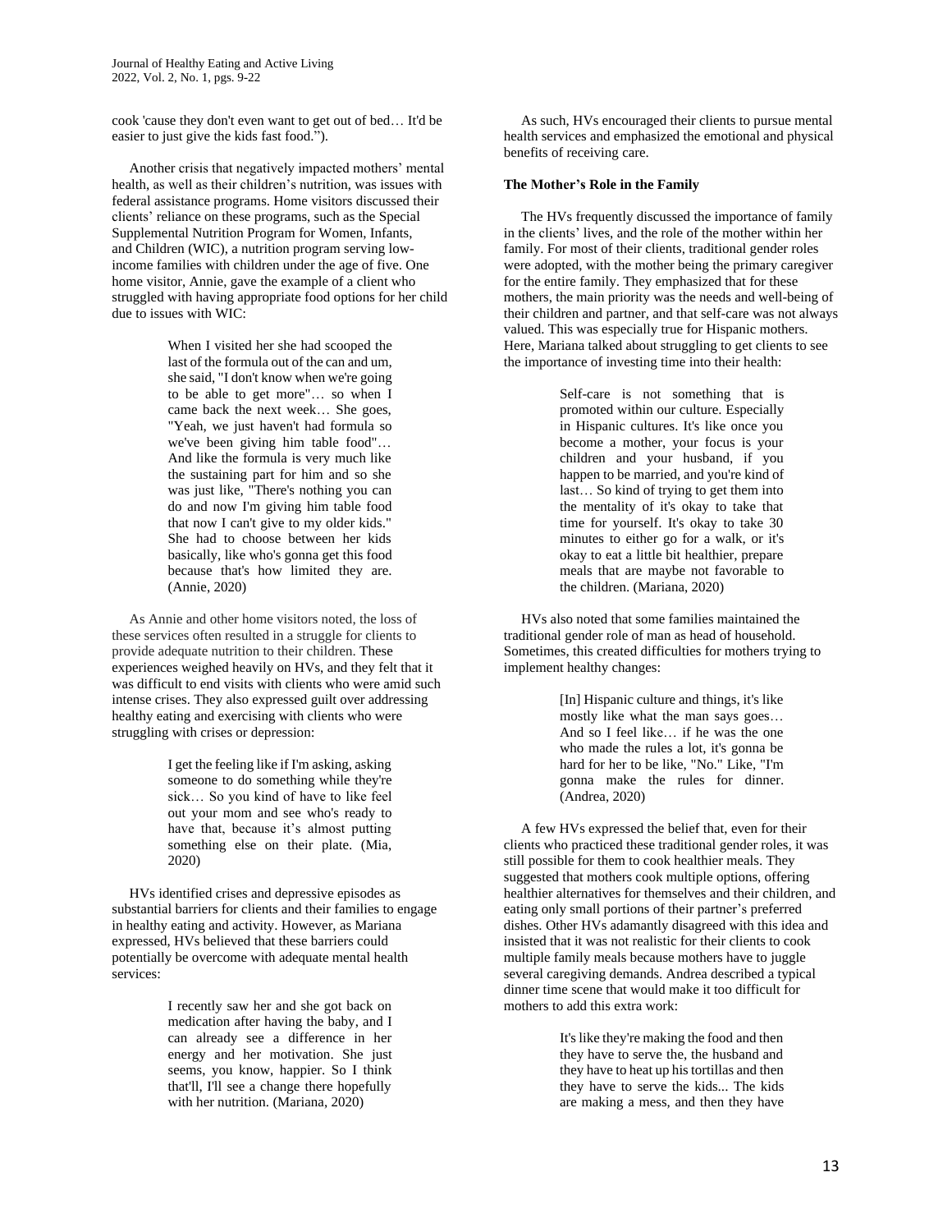cook 'cause they don't even want to get out of bed… It'd be easier to just give the kids fast food.").

Another crisis that negatively impacted mothers' mental health, as well as their children's nutrition, was issues with federal assistance programs. Home visitors discussed their clients' reliance on these programs, such as the Special Supplemental Nutrition Program for Women, Infants, and Children (WIC), a nutrition program serving low-income families with children under the age of five. One home visitor, Annie, gave the example of a client who struggled with having appropriate food options for her child due to issues with WIC:

> When I visited her she had scooped the last of the formula out of the can and um, she said, "I don't know when we're going to be able to get more"… so when I came back the next week… She goes, "Yeah, we just haven't had formula so we've been giving him table food"… And like the formula is very much like the sustaining part for him and so she was just like, "There's nothing you can do and now I'm giving him table food that now I can't give to my older kids." She had to choose between her kids basically, like who's gonna get this food because that's how limited they are. (Annie, 2020)

As Annie and other home visitors noted, the loss of these services often resulted in a struggle for clients to provide adequate nutrition to their children. These experiences weighed heavily on HVs, and they felt that it was difficult to end visits with clients who were amid such intense crises. They also expressed guilt over addressing healthy eating and exercising with clients who were struggling with crises or depression:

> I get the feeling like if I'm asking, asking someone to do something while they're sick… So you kind of have to like feel out your mom and see who's ready to have that, because it's almost putting something else on their plate. (Mia, 2020)

HVs identified crises and depressive episodes as substantial barriers for clients and their families to engage in healthy eating and activity. However, as Mariana expressed, HVs believed that these barriers could potentially be overcome with adequate mental health services:

> I recently saw her and she got back on medication after having the baby, and I can already see a difference in her energy and her motivation. She just seems, you know, happier. So I think that'll, I'll see a change there hopefully with her nutrition. (Mariana, 2020)

As such, HVs encouraged their clients to pursue mental health services and emphasized the emotional and physical benefits of receiving care.

**The Mother's Role in the Family**

The HVs frequently discussed the importance of family in the clients' lives, and the role of the mother within her family. For most of their clients, traditional gender roles were adopted, with the mother being the primary caregiver for the entire family. They emphasized that for these mothers, the main priority was the needs and well-being of their children and partner, and that self-care was not always valued. This was especially true for Hispanic mothers. Here, Mariana talked about struggling to get clients to see the importance of investing time into their health:

> Self-care is not something that is promoted within our culture. Especially in Hispanic cultures. It's like once you become a mother, your focus is your children and your husband, if you happen to be married, and you're kind of last… So kind of trying to get them into the mentality of it's okay to take that time for yourself. It's okay to take 30 minutes to either go for a walk, or it's okay to eat a little bit healthier, prepare meals that are maybe not favorable to the children. (Mariana, 2020)

HVs also noted that some families maintained the traditional gender role of man as head of household. Sometimes, this created difficulties for mothers trying to implement healthy changes:

> [In] Hispanic culture and things, it's like mostly like what the man says goes… And so I feel like… if he was the one who made the rules a lot, it's gonna be hard for her to be like, "No." Like, "I'm gonna make the rules for dinner. (Andrea, 2020)

A few HVs expressed the belief that, even for their clients who practiced these traditional gender roles, it was still possible for them to cook healthier meals. They suggested that mothers cook multiple options, offering healthier alternatives for themselves and their children, and eating only small portions of their partner's preferred dishes. Other HVs adamantly disagreed with this idea and insisted that it was not realistic for their clients to cook multiple family meals because mothers have to juggle several caregiving demands. Andrea described a typical dinner time scene that would make it too difficult for mothers to add this extra work:

> It's like they're making the food and then they have to serve the, the husband and they have to heat up his tortillas and then they have to serve the kids... The kids are making a mess, and then they have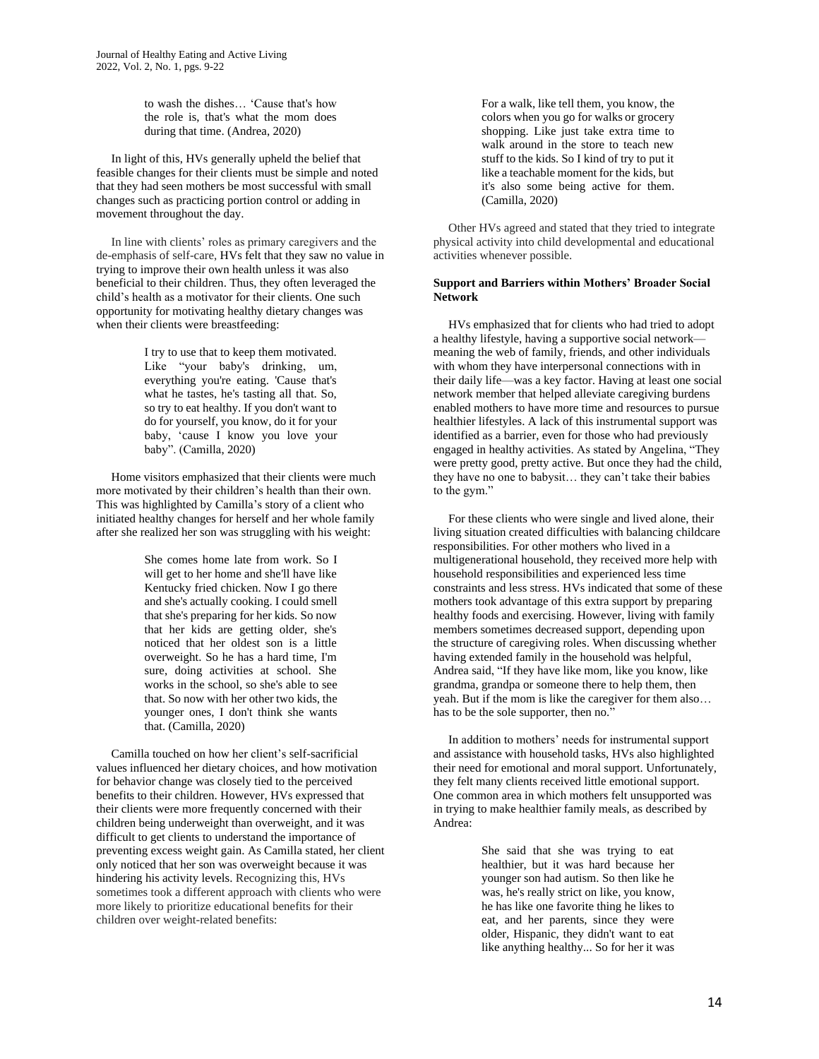> to wash the dishes… 'Cause that's how the role is, that's what the mom does during that time. (Andrea, 2020)

In light of this, HVs generally upheld the belief that feasible changes for their clients must be simple and noted that they had seen mothers be most successful with small changes such as practicing portion control or adding in movement throughout the day.

In line with clients' roles as primary caregivers and the de-emphasis of self-care, HVs felt that they saw no value in trying to improve their own health unless it was also beneficial to their children. Thus, they often leveraged the child's health as a motivator for their clients. One such opportunity for motivating healthy dietary changes was when their clients were breastfeeding:

> I try to use that to keep them motivated. Like "your baby's drinking, um, everything you're eating. 'Cause that's what he tastes, he's tasting all that. So, so try to eat healthy. If you don't want to do for yourself, you know, do it for your baby, 'cause I know you love your baby". (Camilla, 2020)

Home visitors emphasized that their clients were much more motivated by their children's health than their own. This was highlighted by Camilla's story of a client who initiated healthy changes for herself and her whole family after she realized her son was struggling with his weight:

> She comes home late from work. So I will get to her home and she'll have like Kentucky fried chicken. Now I go there and she's actually cooking. I could smell that she's preparing for her kids. So now that her kids are getting older, she's noticed that her oldest son is a little overweight. So he has a hard time, I'm sure, doing activities at school. She works in the school, so she's able to see that. So now with her other two kids, the younger ones, I don't think she wants that. (Camilla, 2020)

Camilla touched on how her client's self-sacrificial values influenced her dietary choices, and how motivation for behavior change was closely tied to the perceived benefits to their children. However, HVs expressed that their clients were more frequently concerned with their children being underweight than overweight, and it was difficult to get clients to understand the importance of preventing excess weight gain. As Camilla stated, her client only noticed that her son was overweight because it was hindering his activity levels. Recognizing this, HVs sometimes took a different approach with clients who were more likely to prioritize educational benefits for their children over weight-related benefits:

> For a walk, like tell them, you know, the colors when you go for walks or grocery shopping. Like just take extra time to walk around in the store to teach new stuff to the kids. So I kind of try to put it like a teachable moment for the kids, but it's also some being active for them. (Camilla, 2020)

Other HVs agreed and stated that they tried to integrate physical activity into child developmental and educational activities whenever possible.

**Support and Barriers within Mothers' Broader Social Network**

HVs emphasized that for clients who had tried to adopt a healthy lifestyle, having a supportive social network—meaning the web of family, friends, and other individuals with whom they have interpersonal connections with in their daily life—was a key factor. Having at least one social network member that helped alleviate caregiving burdens enabled mothers to have more time and resources to pursue healthier lifestyles. A lack of this instrumental support was identified as a barrier, even for those who had previously engaged in healthy activities. As stated by Angelina, "They were pretty good, pretty active. But once they had the child, they have no one to babysit… they can't take their babies to the gym."

For these clients who were single and lived alone, their living situation created difficulties with balancing childcare responsibilities. For other mothers who lived in a multigenerational household, they received more help with household responsibilities and experienced less time constraints and less stress. HVs indicated that some of these mothers took advantage of this extra support by preparing healthy foods and exercising. However, living with family members sometimes decreased support, depending upon the structure of caregiving roles. When discussing whether having extended family in the household was helpful, Andrea said, "If they have like mom, like you know, like grandma, grandpa or someone there to help them, then yeah. But if the mom is like the caregiver for them also… has to be the sole supporter, then no."

In addition to mothers' needs for instrumental support and assistance with household tasks, HVs also highlighted their need for emotional and moral support. Unfortunately, they felt many clients received little emotional support. One common area in which mothers felt unsupported was in trying to make healthier family meals, as described by Andrea:

> She said that she was trying to eat healthier, but it was hard because her younger son had autism. So then like he was, he's really strict on like, you know, he has like one favorite thing he likes to eat, and her parents, since they were older, Hispanic, they didn't want to eat like anything healthy... So for her it was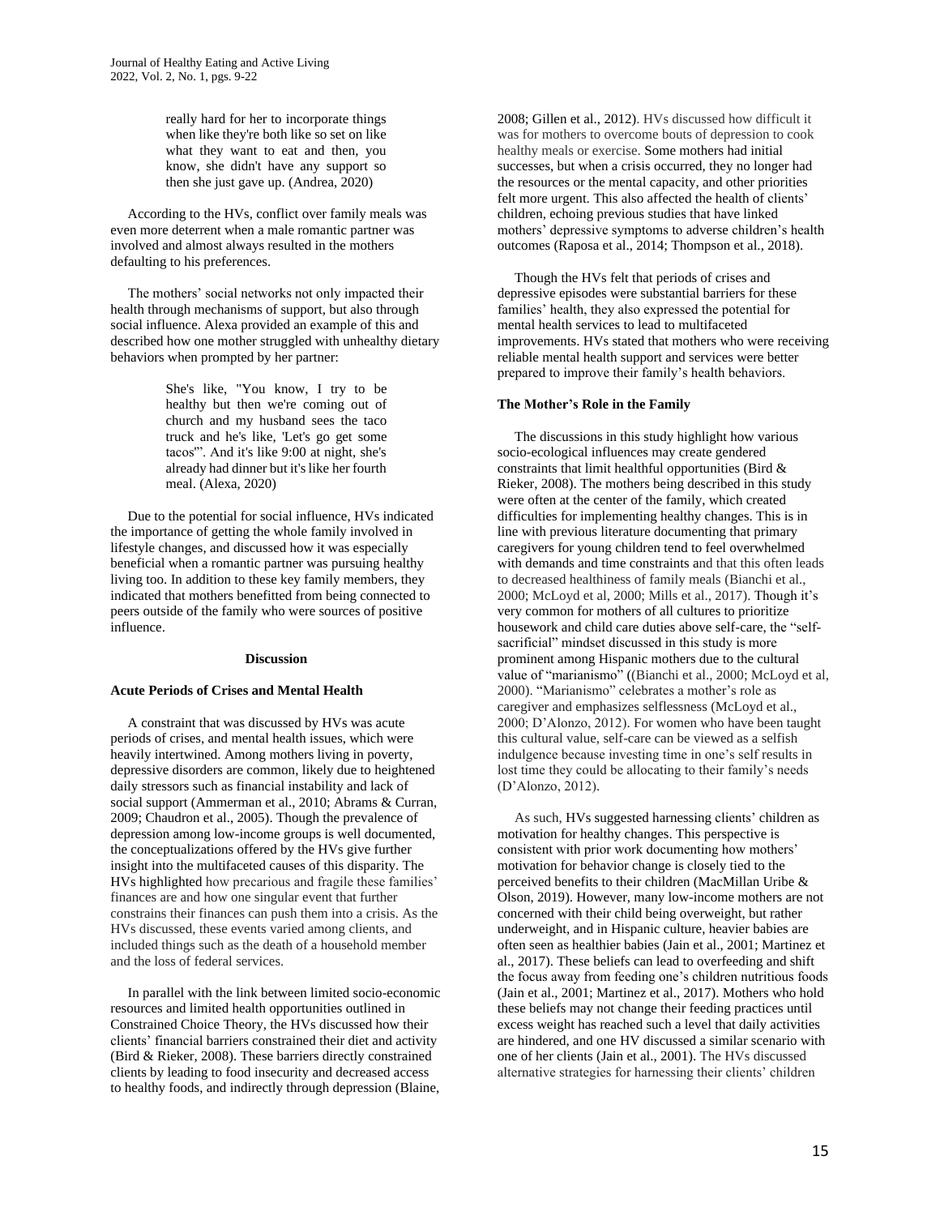> really hard for her to incorporate things when like they're both like so set on like what they want to eat and then, you know, she didn't have any support so then she just gave up. (Andrea, 2020)

According to the HVs, conflict over family meals was even more deterrent when a male romantic partner was involved and almost always resulted in the mothers defaulting to his preferences.

The mothers' social networks not only impacted their health through mechanisms of support, but also through social influence. Alexa provided an example of this and described how one mother struggled with unhealthy dietary behaviors when prompted by her partner:

> She's like, "You know, I try to be healthy but then we're coming out of church and my husband sees the taco truck and he's like, 'Let's go get some tacos'". And it's like 9:00 at night, she's already had dinner but it's like her fourth meal. (Alexa, 2020)

Due to the potential for social influence, HVs indicated the importance of getting the whole family involved in lifestyle changes, and discussed how it was especially beneficial when a romantic partner was pursuing healthy living too. In addition to these key family members, they indicated that mothers benefitted from being connected to peers outside of the family who were sources of positive influence.

## Discussion

### Acute Periods of Crises and Mental Health

A constraint that was discussed by HVs was acute periods of crises, and mental health issues, which were heavily intertwined. Among mothers living in poverty, depressive disorders are common, likely due to heightened daily stressors such as financial instability and lack of social support (Ammerman et al., 2010; Abrams & Curran, 2009; Chaudron et al., 2005). Though the prevalence of depression among low-income groups is well documented, the conceptualizations offered by the HVs give further insight into the multifaceted causes of this disparity. The HVs highlighted how precarious and fragile these families' finances are and how one singular event that further constrains their finances can push them into a crisis. As the HVs discussed, these events varied among clients, and included things such as the death of a household member and the loss of federal services.

In parallel with the link between limited socio-economic resources and limited health opportunities outlined in Constrained Choice Theory, the HVs discussed how their clients' financial barriers constrained their diet and activity (Bird & Rieker, 2008). These barriers directly constrained clients by leading to food insecurity and decreased access to healthy foods, and indirectly through depression (Blaine, 2008; Gillen et al., 2012). HVs discussed how difficult it was for mothers to overcome bouts of depression to cook healthy meals or exercise. Some mothers had initial successes, but when a crisis occurred, they no longer had the resources or the mental capacity, and other priorities felt more urgent. This also affected the health of clients' children, echoing previous studies that have linked mothers' depressive symptoms to adverse children's health outcomes (Raposa et al., 2014; Thompson et al., 2018).

Though the HVs felt that periods of crises and depressive episodes were substantial barriers for these families' health, they also expressed the potential for mental health services to lead to multifaceted improvements. HVs stated that mothers who were receiving reliable mental health support and services were better prepared to improve their family's health behaviors.

### The Mother's Role in the Family

The discussions in this study highlight how various socio-ecological influences may create gendered constraints that limit healthful opportunities (Bird & Rieker, 2008). The mothers being described in this study were often at the center of the family, which created difficulties for implementing healthy changes. This is in line with previous literature documenting that primary caregivers for young children tend to feel overwhelmed with demands and time constraints and that this often leads to decreased healthiness of family meals (Bianchi et al., 2000; McLoyd et al, 2000; Mills et al., 2017). Though it's very common for mothers of all cultures to prioritize housework and child care duties above self-care, the "self-sacrificial" mindset discussed in this study is more prominent among Hispanic mothers due to the cultural value of "marianismo" ((Bianchi et al., 2000; McLoyd et al, 2000). "Marianismo" celebrates a mother's role as caregiver and emphasizes selflessness (McLoyd et al., 2000; D'Alonzo, 2012). For women who have been taught this cultural value, self-care can be viewed as a selfish indulgence because investing time in one's self results in lost time they could be allocating to their family's needs (D'Alonzo, 2012).

As such, HVs suggested harnessing clients' children as motivation for healthy changes. This perspective is consistent with prior work documenting how mothers' motivation for behavior change is closely tied to the perceived benefits to their children (MacMillan Uribe & Olson, 2019). However, many low-income mothers are not concerned with their child being overweight, but rather underweight, and in Hispanic culture, heavier babies are often seen as healthier babies (Jain et al., 2001; Martinez et al., 2017). These beliefs can lead to overfeeding and shift the focus away from feeding one's children nutritious foods (Jain et al., 2001; Martinez et al., 2017). Mothers who hold these beliefs may not change their feeding practices until excess weight has reached such a level that daily activities are hindered, and one HV discussed a similar scenario with one of her clients (Jain et al., 2001). The HVs discussed alternative strategies for harnessing their clients' children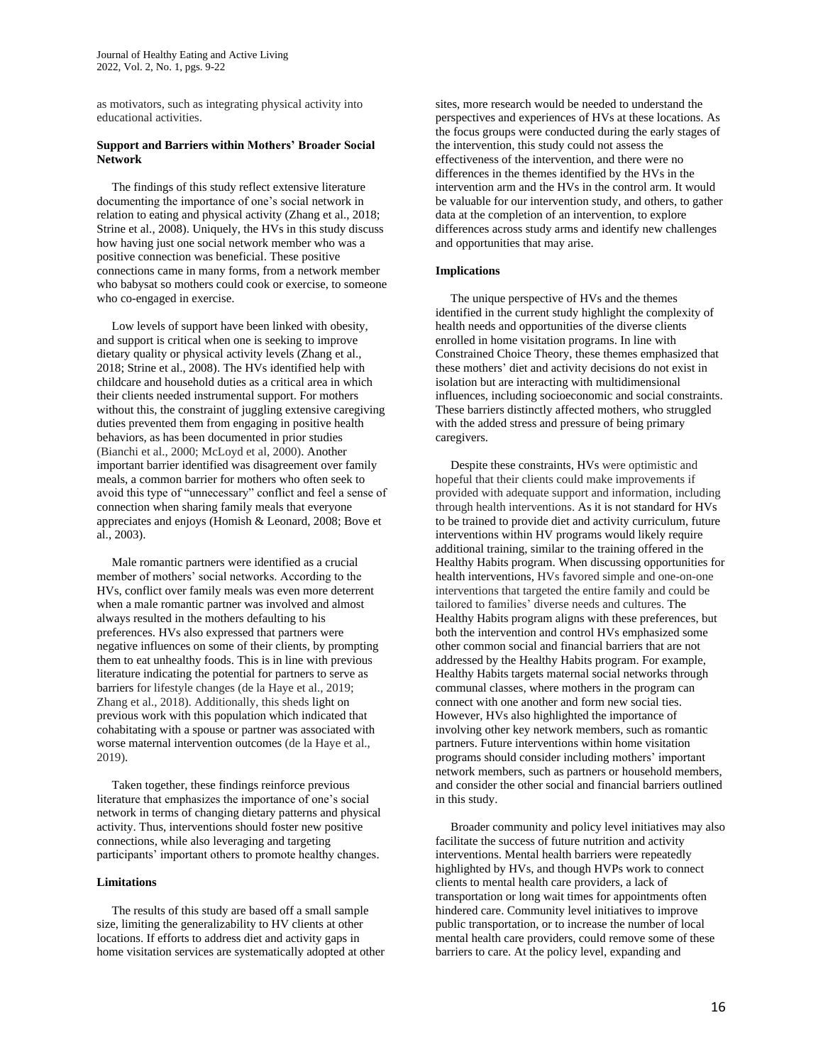as motivators, such as integrating physical activity into educational activities.

**Support and Barriers within Mothers' Broader Social Network**

The findings of this study reflect extensive literature documenting the importance of one's social network in relation to eating and physical activity (Zhang et al., 2018; Strine et al., 2008). Uniquely, the HVs in this study discuss how having just one social network member who was a positive connection was beneficial. These positive connections came in many forms, from a network member who babysat so mothers could cook or exercise, to someone who co-engaged in exercise.

Low levels of support have been linked with obesity, and support is critical when one is seeking to improve dietary quality or physical activity levels (Zhang et al., 2018; Strine et al., 2008). The HVs identified help with childcare and household duties as a critical area in which their clients needed instrumental support. For mothers without this, the constraint of juggling extensive caregiving duties prevented them from engaging in positive health behaviors, as has been documented in prior studies (Bianchi et al., 2000; McLoyd et al, 2000). Another important barrier identified was disagreement over family meals, a common barrier for mothers who often seek to avoid this type of "unnecessary" conflict and feel a sense of connection when sharing family meals that everyone appreciates and enjoys (Homish & Leonard, 2008; Bove et al., 2003).

Male romantic partners were identified as a crucial member of mothers' social networks. According to the HVs, conflict over family meals was even more deterrent when a male romantic partner was involved and almost always resulted in the mothers defaulting to his preferences. HVs also expressed that partners were negative influences on some of their clients, by prompting them to eat unhealthy foods. This is in line with previous literature indicating the potential for partners to serve as barriers for lifestyle changes (de la Haye et al., 2019; Zhang et al., 2018). Additionally, this sheds light on previous work with this population which indicated that cohabitating with a spouse or partner was associated with worse maternal intervention outcomes (de la Haye et al., 2019).

Taken together, these findings reinforce previous literature that emphasizes the importance of one's social network in terms of changing dietary patterns and physical activity. Thus, interventions should foster new positive connections, while also leveraging and targeting participants' important others to promote healthy changes.

**Limitations**

The results of this study are based off a small sample size, limiting the generalizability to HV clients at other locations. If efforts to address diet and activity gaps in home visitation services are systematically adopted at other sites, more research would be needed to understand the perspectives and experiences of HVs at these locations. As the focus groups were conducted during the early stages of the intervention, this study could not assess the effectiveness of the intervention, and there were no differences in the themes identified by the HVs in the intervention arm and the HVs in the control arm. It would be valuable for our intervention study, and others, to gather data at the completion of an intervention, to explore differences across study arms and identify new challenges and opportunities that may arise.

**Implications**

The unique perspective of HVs and the themes identified in the current study highlight the complexity of health needs and opportunities of the diverse clients enrolled in home visitation programs. In line with Constrained Choice Theory, these themes emphasized that these mothers' diet and activity decisions do not exist in isolation but are interacting with multidimensional influences, including socioeconomic and social constraints. These barriers distinctly affected mothers, who struggled with the added stress and pressure of being primary caregivers.

Despite these constraints, HVs were optimistic and hopeful that their clients could make improvements if provided with adequate support and information, including through health interventions. As it is not standard for HVs to be trained to provide diet and activity curriculum, future interventions within HV programs would likely require additional training, similar to the training offered in the Healthy Habits program. When discussing opportunities for health interventions, HVs favored simple and one-on-one interventions that targeted the entire family and could be tailored to families' diverse needs and cultures. The Healthy Habits program aligns with these preferences, but both the intervention and control HVs emphasized some other common social and financial barriers that are not addressed by the Healthy Habits program. For example, Healthy Habits targets maternal social networks through communal classes, where mothers in the program can connect with one another and form new social ties. However, HVs also highlighted the importance of involving other key network members, such as romantic partners. Future interventions within home visitation programs should consider including mothers' important network members, such as partners or household members, and consider the other social and financial barriers outlined in this study.

Broader community and policy level initiatives may also facilitate the success of future nutrition and activity interventions. Mental health barriers were repeatedly highlighted by HVs, and though HVPs work to connect clients to mental health care providers, a lack of transportation or long wait times for appointments often hindered care. Community level initiatives to improve public transportation, or to increase the number of local mental health care providers, could remove some of these barriers to care. At the policy level, expanding and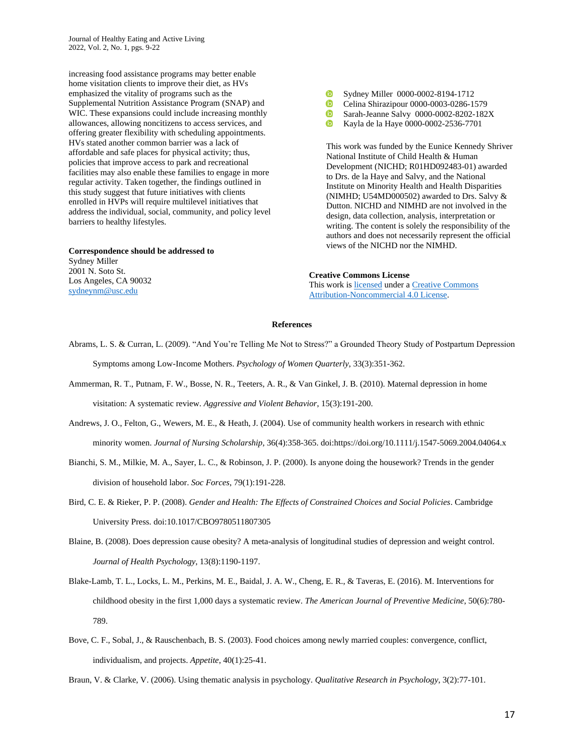increasing food assistance programs may better enable home visitation clients to improve their diet, as HVs emphasized the vitality of programs such as the Supplemental Nutrition Assistance Program (SNAP) and WIC. These expansions could include increasing monthly allowances, allowing noncitizens to access services, and offering greater flexibility with scheduling appointments. HVs stated another common barrier was a lack of affordable and safe places for physical activity; thus, policies that improve access to park and recreational facilities may also enable these families to engage in more regular activity. Taken together, the findings outlined in this study suggest that future initiatives with clients enrolled in HVPs will require multilevel initiatives that address the individual, social, community, and policy level barriers to healthy lifestyles.

**Correspondence should be addressed to**
Sydney Miller
2001 N. Soto St.
Los Angeles, CA 90032
sydneynm@usc.edu

- Sydney Miller 0000-0002-8194-1712
- Celina Shirazipour 0000-0003-0286-1579
- Sarah-Jeanne Salvy 0000-0002-8202-182X
- Kayla de la Haye 0000-0002-2536-7701

This work was funded by the Eunice Kennedy Shriver National Institute of Child Health & Human Development (NICHD; R01HD092483-01) awarded to Drs. de la Haye and Salvy, and the National Institute on Minority Health and Health Disparities (NIMHD; U54MD000502) awarded to Drs. Salvy & Dutton. NICHD and NIMHD are not involved in the design, data collection, analysis, interpretation or writing. The content is solely the responsibility of the authors and does not necessarily represent the official views of the NICHD nor the NIMHD.

**Creative Commons License**
This work is licensed under a Creative Commons Attribution-Noncommercial 4.0 License.

## References

Abrams, L. S. & Curran, L. (2009). "And You're Telling Me Not to Stress?" a Grounded Theory Study of Postpartum Depression Symptoms among Low-Income Mothers. *Psychology of Women Quarterly*, 33(3):351-362.

Ammerman, R. T., Putnam, F. W., Bosse, N. R., Teeters, A. R., & Van Ginkel, J. B. (2010). Maternal depression in home visitation: A systematic review. *Aggressive and Violent Behavior*, 15(3):191-200.

Andrews, J. O., Felton, G., Wewers, M. E., & Heath, J. (2004). Use of community health workers in research with ethnic minority women. *Journal of Nursing Scholarship*, 36(4):358-365. doi:https://doi.org/10.1111/j.1547-5069.2004.04064.x

Bianchi, S. M., Milkie, M. A., Sayer, L. C., & Robinson, J. P. (2000). Is anyone doing the housework? Trends in the gender division of household labor. *Soc Forces*, 79(1):191-228.

Bird, C. E. & Rieker, P. P. (2008). *Gender and Health: The Effects of Constrained Choices and Social Policies*. Cambridge University Press. doi:10.1017/CBO9780511807305

Blaine, B. (2008). Does depression cause obesity? A meta-analysis of longitudinal studies of depression and weight control. *Journal of Health Psychology*, 13(8):1190-1197.

Blake-Lamb, T. L., Locks, L. M., Perkins, M. E., Baidal, J. A. W., Cheng, E. R., & Taveras, E. (2016). M. Interventions for childhood obesity in the first 1,000 days a systematic review. *The American Journal of Preventive Medicine*, 50(6):780-789.

Bove, C. F., Sobal, J., & Rauschenbach, B. S. (2003). Food choices among newly married couples: convergence, conflict, individualism, and projects. *Appetite*, 40(1):25-41.

Braun, V. & Clarke, V. (2006). Using thematic analysis in psychology. *Qualitative Research in Psychology*, 3(2):77-101.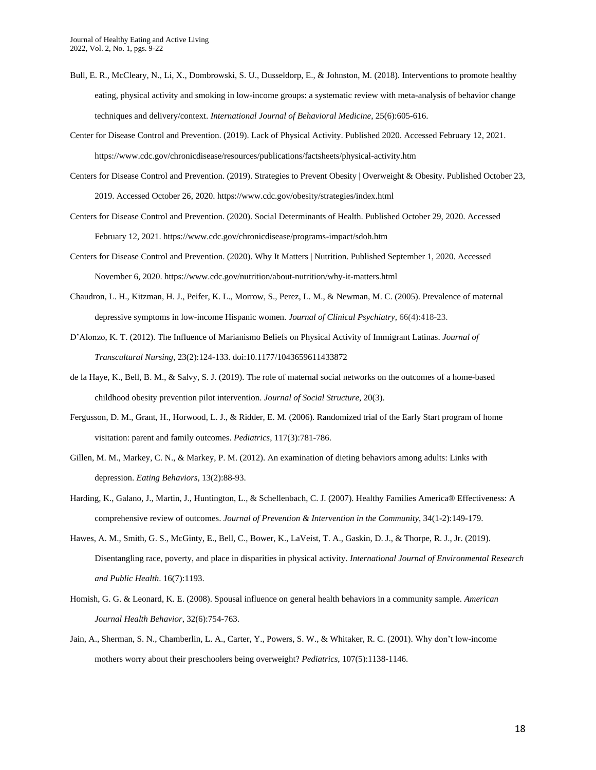Bull, E. R., McCleary, N., Li, X., Dombrowski, S. U., Dusseldorp, E., & Johnston, M. (2018). Interventions to promote healthy eating, physical activity and smoking in low-income groups: a systematic review with meta-analysis of behavior change techniques and delivery/context. *International Journal of Behavioral Medicine*, 25(6):605-616.

Center for Disease Control and Prevention. (2019). Lack of Physical Activity. Published 2020. Accessed February 12, 2021. https://www.cdc.gov/chronicdisease/resources/publications/factsheets/physical-activity.htm

Centers for Disease Control and Prevention. (2019). Strategies to Prevent Obesity | Overweight & Obesity. Published October 23, 2019. Accessed October 26, 2020. https://www.cdc.gov/obesity/strategies/index.html

Centers for Disease Control and Prevention. (2020). Social Determinants of Health. Published October 29, 2020. Accessed February 12, 2021. https://www.cdc.gov/chronicdisease/programs-impact/sdoh.htm

Centers for Disease Control and Prevention. (2020). Why It Matters | Nutrition. Published September 1, 2020. Accessed November 6, 2020. https://www.cdc.gov/nutrition/about-nutrition/why-it-matters.html

Chaudron, L. H., Kitzman, H. J., Peifer, K. L., Morrow, S., Perez, L. M., & Newman, M. C. (2005). Prevalence of maternal depressive symptoms in low-income Hispanic women. *Journal of Clinical Psychiatry*, 66(4):418-23.

D'Alonzo, K. T. (2012). The Influence of Marianismo Beliefs on Physical Activity of Immigrant Latinas. *Journal of Transcultural Nursing*, 23(2):124-133. doi:10.1177/1043659611433872

de la Haye, K., Bell, B. M., & Salvy, S. J. (2019). The role of maternal social networks on the outcomes of a home-based childhood obesity prevention pilot intervention. *Journal of Social Structure*, 20(3).

Fergusson, D. M., Grant, H., Horwood, L. J., & Ridder, E. M. (2006). Randomized trial of the Early Start program of home visitation: parent and family outcomes. *Pediatrics*, 117(3):781-786.

Gillen, M. M., Markey, C. N., & Markey, P. M. (2012). An examination of dieting behaviors among adults: Links with depression. *Eating Behaviors*, 13(2):88-93.

Harding, K., Galano, J., Martin, J., Huntington, L., & Schellenbach, C. J. (2007). Healthy Families America® Effectiveness: A comprehensive review of outcomes. *Journal of Prevention & Intervention in the Community*, 34(1-2):149-179.

Hawes, A. M., Smith, G. S., McGinty, E., Bell, C., Bower, K., LaVeist, T. A., Gaskin, D. J., & Thorpe, R. J., Jr. (2019). Disentangling race, poverty, and place in disparities in physical activity. *International Journal of Environmental Research and Public Health*. 16(7):1193.

Homish, G. G. & Leonard, K. E. (2008). Spousal influence on general health behaviors in a community sample. *American Journal Health Behavior*, 32(6):754-763.

Jain, A., Sherman, S. N., Chamberlin, L. A., Carter, Y., Powers, S. W., & Whitaker, R. C. (2001). Why don't low-income mothers worry about their preschoolers being overweight? *Pediatrics*, 107(5):1138-1146.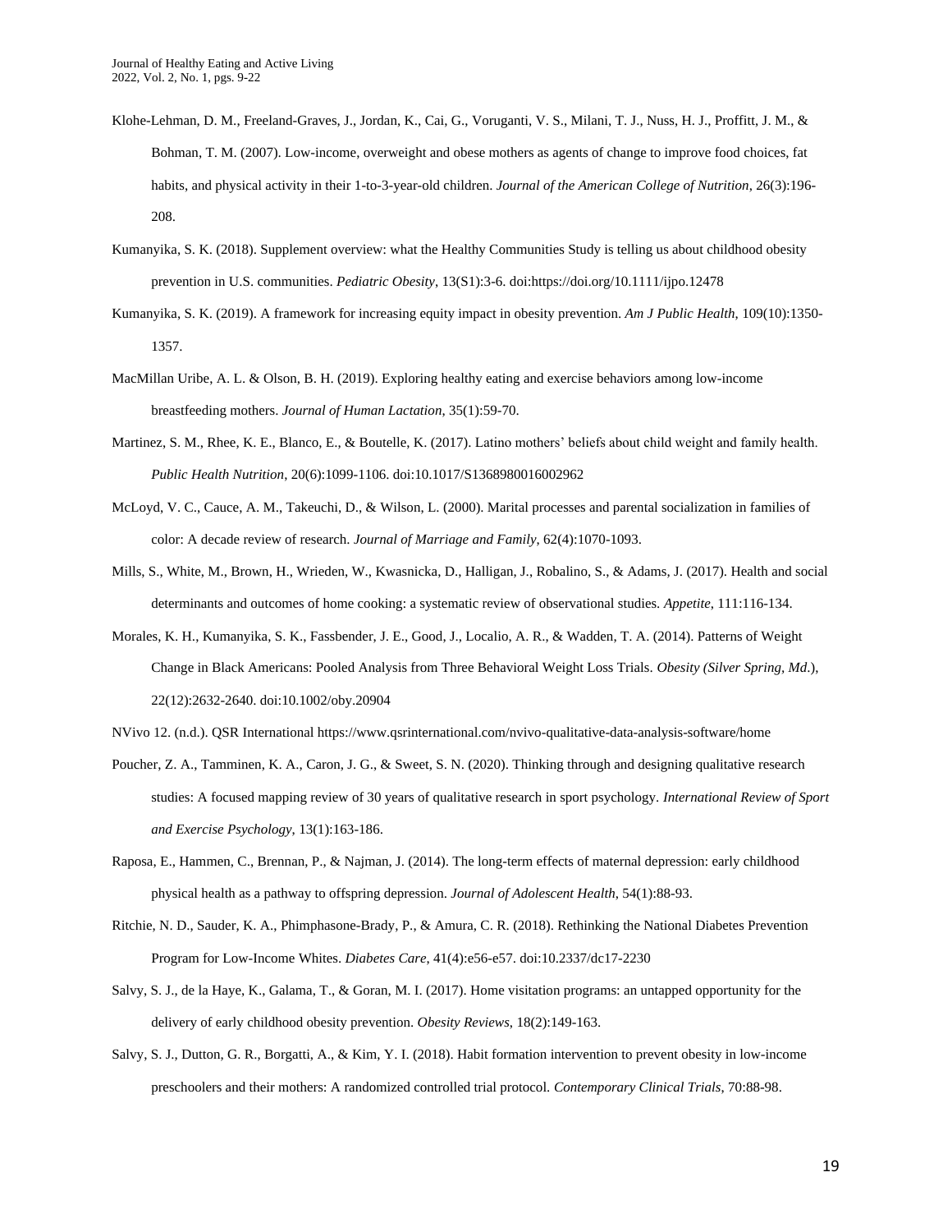Klohe-Lehman, D. M., Freeland-Graves, J., Jordan, K., Cai, G., Voruganti, V. S., Milani, T. J., Nuss, H. J., Proffitt, J. M., & Bohman, T. M. (2007). Low-income, overweight and obese mothers as agents of change to improve food choices, fat habits, and physical activity in their 1-to-3-year-old children. *Journal of the American College of Nutrition*, 26(3):196-208.

Kumanyika, S. K. (2018). Supplement overview: what the Healthy Communities Study is telling us about childhood obesity prevention in U.S. communities. *Pediatric Obesity*, 13(S1):3-6. doi:https://doi.org/10.1111/ijpo.12478

Kumanyika, S. K. (2019). A framework for increasing equity impact in obesity prevention. *Am J Public Health*, 109(10):1350-1357.

MacMillan Uribe, A. L. & Olson, B. H. (2019). Exploring healthy eating and exercise behaviors among low-income breastfeeding mothers. *Journal of Human Lactation*, 35(1):59-70.

Martinez, S. M., Rhee, K. E., Blanco, E., & Boutelle, K. (2017). Latino mothers' beliefs about child weight and family health. *Public Health Nutrition*, 20(6):1099-1106. doi:10.1017/S1368980016002962

McLoyd, V. C., Cauce, A. M., Takeuchi, D., & Wilson, L. (2000). Marital processes and parental socialization in families of color: A decade review of research. *Journal of Marriage and Family*, 62(4):1070-1093.

Mills, S., White, M., Brown, H., Wrieden, W., Kwasnicka, D., Halligan, J., Robalino, S., & Adams, J. (2017). Health and social determinants and outcomes of home cooking: a systematic review of observational studies. *Appetite*, 111:116-134.

Morales, K. H., Kumanyika, S. K., Fassbender, J. E., Good, J., Localio, A. R., & Wadden, T. A. (2014). Patterns of Weight Change in Black Americans: Pooled Analysis from Three Behavioral Weight Loss Trials. *Obesity (Silver Spring, Md.*), 22(12):2632-2640. doi:10.1002/oby.20904

NVivo 12. (n.d.). QSR International https://www.qsrinternational.com/nvivo-qualitative-data-analysis-software/home

Poucher, Z. A., Tamminen, K. A., Caron, J. G., & Sweet, S. N. (2020). Thinking through and designing qualitative research studies: A focused mapping review of 30 years of qualitative research in sport psychology. *International Review of Sport and Exercise Psychology*, 13(1):163-186.

Raposa, E., Hammen, C., Brennan, P., & Najman, J. (2014). The long-term effects of maternal depression: early childhood physical health as a pathway to offspring depression. *Journal of Adolescent Health*, 54(1):88-93.

Ritchie, N. D., Sauder, K. A., Phimphasone-Brady, P., & Amura, C. R. (2018). Rethinking the National Diabetes Prevention Program for Low-Income Whites. *Diabetes Care*, 41(4):e56-e57. doi:10.2337/dc17-2230

Salvy, S. J., de la Haye, K., Galama, T., & Goran, M. I. (2017). Home visitation programs: an untapped opportunity for the delivery of early childhood obesity prevention. *Obesity Reviews*, 18(2):149-163.

Salvy, S. J., Dutton, G. R., Borgatti, A., & Kim, Y. I. (2018). Habit formation intervention to prevent obesity in low-income preschoolers and their mothers: A randomized controlled trial protocol. *Contemporary Clinical Trials*, 70:88-98.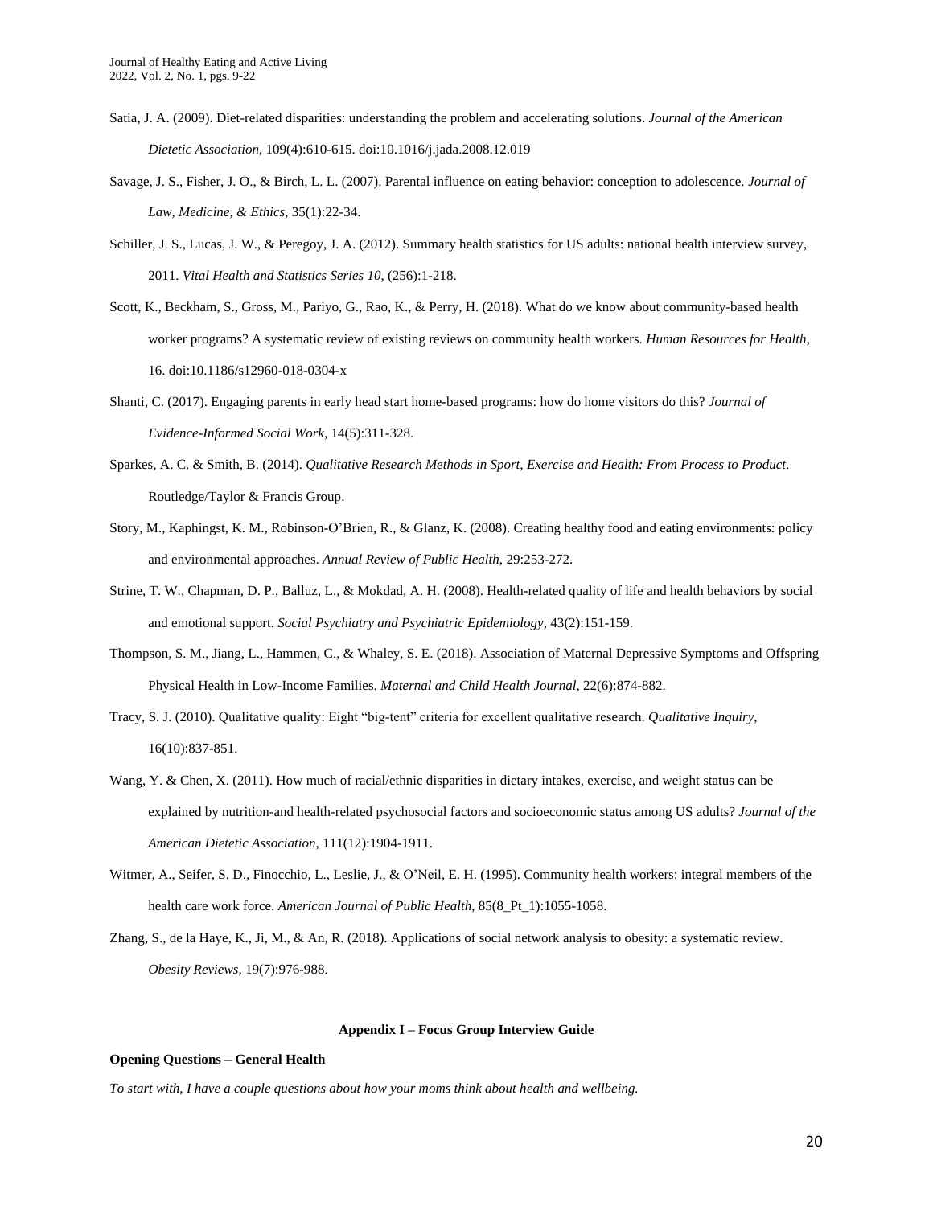Satia, J. A. (2009). Diet-related disparities: understanding the problem and accelerating solutions. *Journal of the American Dietetic Association*, 109(4):610-615. doi:10.1016/j.jada.2008.12.019

Savage, J. S., Fisher, J. O., & Birch, L. L. (2007). Parental influence on eating behavior: conception to adolescence. *Journal of Law, Medicine, & Ethics*, 35(1):22-34.

Schiller, J. S., Lucas, J. W., & Peregoy, J. A. (2012). Summary health statistics for US adults: national health interview survey, 2011. *Vital Health and Statistics Series 10*, (256):1-218.

Scott, K., Beckham, S., Gross, M., Pariyo, G., Rao, K., & Perry, H. (2018). What do we know about community-based health worker programs? A systematic review of existing reviews on community health workers. *Human Resources for Health*, 16. doi:10.1186/s12960-018-0304-x

Shanti, C. (2017). Engaging parents in early head start home-based programs: how do home visitors do this? *Journal of Evidence-Informed Social Work*, 14(5):311-328.

Sparkes, A. C. & Smith, B. (2014). *Qualitative Research Methods in Sport, Exercise and Health: From Process to Product*. Routledge/Taylor & Francis Group.

Story, M., Kaphingst, K. M., Robinson-O'Brien, R., & Glanz, K. (2008). Creating healthy food and eating environments: policy and environmental approaches. *Annual Review of Public Health*, 29:253-272.

Strine, T. W., Chapman, D. P., Balluz, L., & Mokdad, A. H. (2008). Health-related quality of life and health behaviors by social and emotional support. *Social Psychiatry and Psychiatric Epidemiology*, 43(2):151-159.

Thompson, S. M., Jiang, L., Hammen, C., & Whaley, S. E. (2018). Association of Maternal Depressive Symptoms and Offspring Physical Health in Low-Income Families. *Maternal and Child Health Journal*, 22(6):874-882.

Tracy, S. J. (2010). Qualitative quality: Eight "big-tent" criteria for excellent qualitative research. *Qualitative Inquiry*, 16(10):837-851.

Wang, Y. & Chen, X. (2011). How much of racial/ethnic disparities in dietary intakes, exercise, and weight status can be explained by nutrition-and health-related psychosocial factors and socioeconomic status among US adults? *Journal of the American Dietetic Association*, 111(12):1904-1911.

Witmer, A., Seifer, S. D., Finocchio, L., Leslie, J., & O'Neil, E. H. (1995). Community health workers: integral members of the health care work force. *American Journal of Public Health*, 85(8_Pt_1):1055-1058.

Zhang, S., de la Haye, K., Ji, M., & An, R. (2018). Applications of social network analysis to obesity: a systematic review. *Obesity Reviews*, 19(7):976-988.

## Appendix I – Focus Group Interview Guide

**Opening Questions – General Health**

*To start with, I have a couple questions about how your moms think about health and wellbeing.*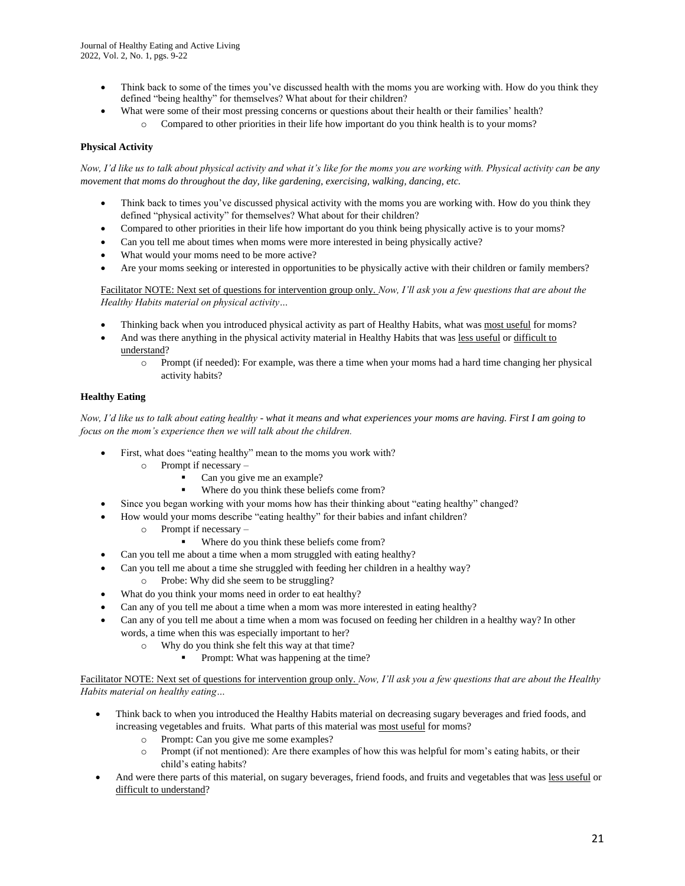- Think back to some of the times you've discussed health with the moms you are working with. How do you think they defined "being healthy" for themselves? What about for their children?
- What were some of their most pressing concerns or questions about their health or their families' health?
    - Compared to other priorities in their life how important do you think health is to your moms?

**Physical Activity**

*Now, I'd like us to talk about physical activity and what it's like for the moms you are working with. Physical activity can be any movement that moms do throughout the day, like gardening, exercising, walking, dancing, etc.*

- Think back to times you've discussed physical activity with the moms you are working with. How do you think they defined "physical activity" for themselves? What about for their children?
- Compared to other priorities in their life how important do you think being physically active is to your moms?
- Can you tell me about times when moms were more interested in being physically active?
- What would your moms need to be more active?
- Are your moms seeking or interested in opportunities to be physically active with their children or family members?

Facilitator NOTE: Next set of questions for intervention group only. *Now, I'll ask you a few questions that are about the Healthy Habits material on physical activity…*

- Thinking back when you introduced physical activity as part of Healthy Habits, what was most useful for moms?
- And was there anything in the physical activity material in Healthy Habits that was less useful or difficult to understand?
    - Prompt (if needed): For example, was there a time when your moms had a hard time changing her physical activity habits?

**Healthy Eating**

*Now, I'd like us to talk about eating healthy - what it means and what experiences your moms are having. First I am going to focus on the mom's experience then we will talk about the children.*

- First, what does "eating healthy" mean to the moms you work with?
    - Prompt if necessary –
        - Can you give me an example?
        - Where do you think these beliefs come from?
- Since you began working with your moms how has their thinking about "eating healthy" changed?
- How would your moms describe "eating healthy" for their babies and infant children?
    - Prompt if necessary –
        - Where do you think these beliefs come from?
- Can you tell me about a time when a mom struggled with eating healthy?
- Can you tell me about a time she struggled with feeding her children in a healthy way?
    - Probe: Why did she seem to be struggling?
- What do you think your moms need in order to eat healthy?
- Can any of you tell me about a time when a mom was more interested in eating healthy?
- Can any of you tell me about a time when a mom was focused on feeding her children in a healthy way? In other words, a time when this was especially important to her?
    - Why do you think she felt this way at that time?
        - Prompt: What was happening at the time?

Facilitator NOTE: Next set of questions for intervention group only. *Now, I'll ask you a few questions that are about the Healthy Habits material on healthy eating…*

- Think back to when you introduced the Healthy Habits material on decreasing sugary beverages and fried foods, and increasing vegetables and fruits. What parts of this material was most useful for moms?
    - Prompt: Can you give me some examples?
    - Prompt (if not mentioned): Are there examples of how this was helpful for mom's eating habits, or their child's eating habits?
- And were there parts of this material, on sugary beverages, friend foods, and fruits and vegetables that was less useful or difficult to understand?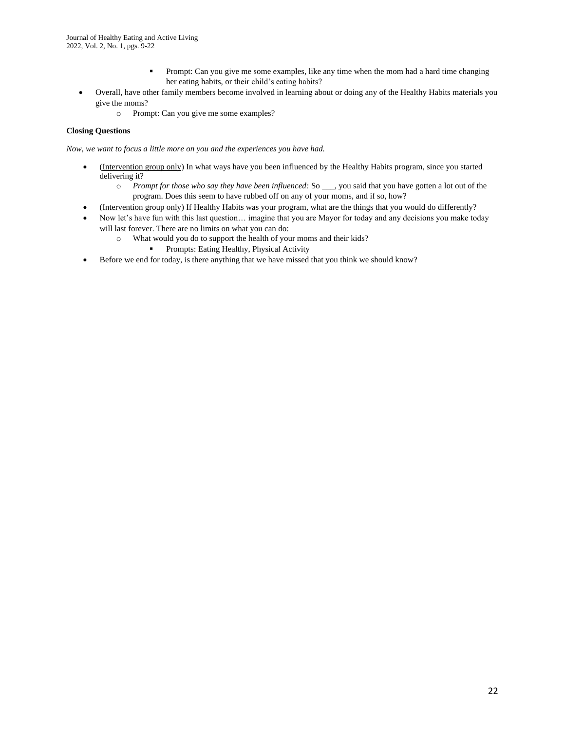- Prompt: Can you give me some examples, like any time when the mom had a hard time changing her eating habits, or their child's eating habits?
- Overall, have other family members become involved in learning about or doing any of the Healthy Habits materials you give the moms?
    - Prompt: Can you give me some examples?

**Closing Questions**

*Now, we want to focus a little more on you and the experiences you have had.*

- (<u>Intervention group only</u>) In what ways have you been influenced by the Healthy Habits program, since you started delivering it?
    - *Prompt for those who say they have been influenced:* So ___, you said that you have gotten a lot out of the program. Does this seem to have rubbed off on any of your moms, and if so, how?
- (<u>Intervention group only</u>) If Healthy Habits was your program, what are the things that you would do differently?
- Now let's have fun with this last question… imagine that you are Mayor for today and any decisions you make today will last forever. There are no limits on what you can do:
    - What would you do to support the health of your moms and their kids?
        - Prompts: Eating Healthy, Physical Activity
- Before we end for today, is there anything that we have missed that you think we should know?